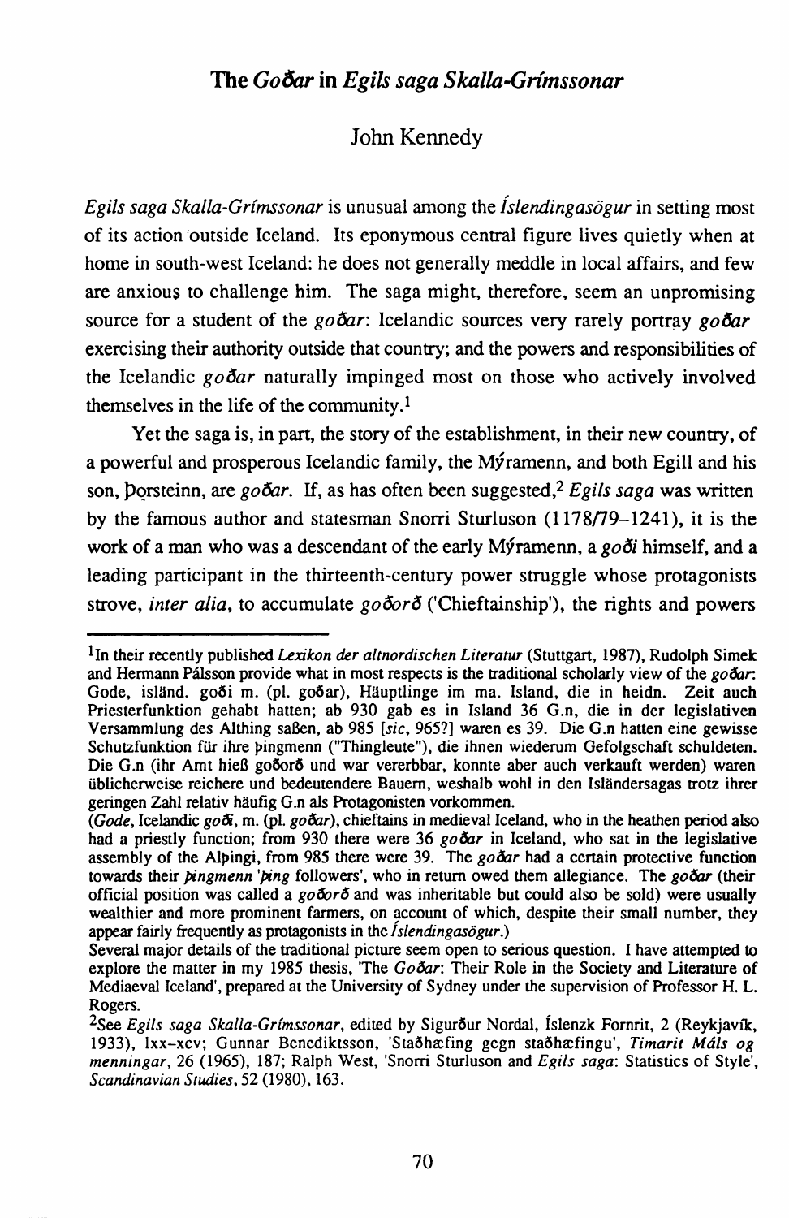# The *Goðar* in *Egils saga Skalla-Grímssonar*

John Kennedy

*Egils saga Skalla-Grímssonar* is unusual among the *Íslendingasögur* in setting most of its action outside Iceland. Its eponymous central figure lives quietly when at home in south-west Iceland: he does not generally meddle in local affairs, and few are anxious to challenge him. The saga might, therefore, seem an unpromising source for a student of the *goðar*: Icelandic sources very rarely portray *goðar* exercising their authority outside that country; and the powers and responsibilities of the Icelandic *goðar* naturally impinged most on those who actively involved themselves in the life of the community.[1]

Yet the saga is, in part, the story of the establishment, in their new country, of a powerful and prosperous Icelandic family, the Mýramenn, and both Egill and his son, Þorsteinn, are *goðar*. If, as has often been suggested,[2] *Egils saga* was written by the famous author and statesman Snorri Sturluson (1178/79–1241), it is the work of a man who was a descendant of the early Mýramenn, a *goði* himself, and a leading participant in the thirteenth-century power struggle whose protagonists strove, *inter alia*, to accumulate *goðorð* ('Chieftainship'), the rights and powers

---

[1] In their recently published *Lexikon der altnordischen Literatur* (Stuttgart, 1987), Rudolph Simek and Hermann Pálsson provide what in most respects is the traditional scholarly view of the *goðar*: Gode, isländ. goði m. (pl. goðar), Häuptlinge im ma. Island, die in heidn. Zeit auch Priesterfunktion gehabt hatten; ab 930 gab es in Island 36 G.n, die in der legislativen Versammlung des Althing saßen, ab 985 [*sic*, 965?] waren es 39. Die G.n hatten eine gewisse Schutzfunktion für ihre þingmenn ("Thingleute"), die ihnen wiederum Gefolgschaft schuldeten. Die G.n (ihr Amt hieß goðorð und war vererbbar, konnte aber auch verkauft werden) waren üblicherweise reichere und bedeutendere Bauern, weshalb wohl in den Isländersagas trotz ihrer geringen Zahl relativ häufig G.n als Protagonisten vorkommen.

(*Gode*, Icelandic *goði*, m. (pl. *goðar*), chieftains in medieval Iceland, who in the heathen period also had a priestly function; from 930 there were 36 *goðar* in Iceland, who sat in the legislative assembly of the Alþingi, from 985 there were 39. The *goðar* had a certain protective function towards their *þingmenn* '*þing* followers', who in return owed them allegiance. The *goðar* (their official position was called a *goðorð* and was inheritable but could also be sold) were usually wealthier and more prominent farmers, on account of which, despite their small number, they appear fairly frequently as protagonists in the *Íslendingasögur*.)

Several major details of the traditional picture seem open to serious question. I have attempted to explore the matter in my 1985 thesis, 'The *Goðar*: Their Role in the Society and Literature of Mediaeval Iceland', prepared at the University of Sydney under the supervision of Professor H. L. Rogers.

[2] See *Egils saga Skalla-Grímssonar*, edited by Sigurður Nordal, Íslenzk Fornrit, 2 (Reykjavík, 1933), lxx–xcv; Gunnar Benediktsson, 'Staðhæfing gegn staðhæfingu', *Tímarit Máls og menningar*, 26 (1965), 187; Ralph West, 'Snorri Sturluson and *Egils saga*: Statistics of Style', *Scandinavian Studies*, 52 (1980), 163.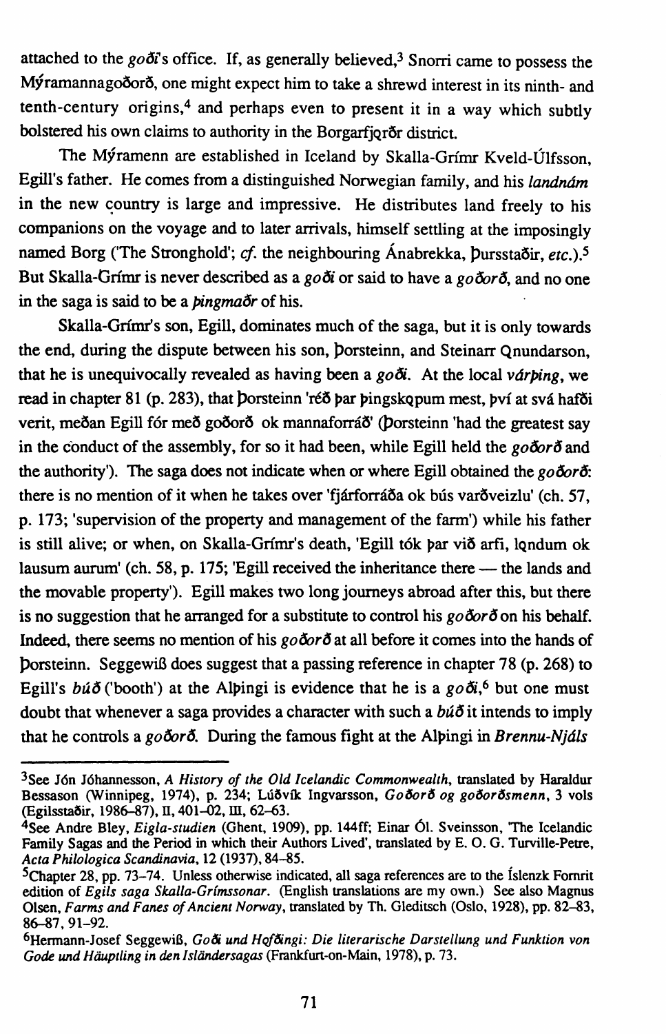attached to the *goði*'s office. If, as generally believed,[3] Snorri came to possess the Mýramannagoðorð, one might expect him to take a shrewd interest in its ninth- and tenth-century origins,[4] and perhaps even to present it in a way which subtly bolstered his own claims to authority in the Borgarfjǫrðr district.

The Mýramenn are established in Iceland by Skalla-Grímr Kveld-Úlfsson, Egill's father. He comes from a distinguished Norwegian family, and his *landnám* in the new country is large and impressive. He distributes land freely to his companions on the voyage and to later arrivals, himself settling at the imposingly named Borg ('The Stronghold'; *cf.* the neighbouring Ánabrekka, Þursstaðir, *etc.*).[5] But Skalla-Grímr is never described as a *goði* or said to have a *goðorð*, and no one in the saga is said to be a *þingmaðr* of his.

Skalla-Grímr's son, Egill, dominates much of the saga, but it is only towards the end, during the dispute between his son, Þorsteinn, and Steinarr Ǫnundarson, that he is unequivocally revealed as having been a *goði*. At the local *várþing*, we read in chapter 81 (p. 283), that Þorsteinn 'réð þar þingskǫpum mest, því at svá hafði verit, meðan Egill fór með goðorð ok mannaforráð' (Þorsteinn 'had the greatest say in the conduct of the assembly, for so it had been, while Egill held the *goðorð* and the authority'). The saga does not indicate when or where Egill obtained the *goðorð*: there is no mention of it when he takes over 'fjárforráða ok bús varðveizlu' (ch. 57, p. 173; 'supervision of the property and management of the farm') while his father is still alive; or when, on Skalla-Grímr's death, 'Egill tók þar við arfi, lǫndum ok lausum aurum' (ch. 58, p. 175; 'Egill received the inheritance there — the lands and the movable property'). Egill makes two long journeys abroad after this, but there is no suggestion that he arranged for a substitute to control his *goðorð* on his behalf. Indeed, there seems no mention of his *goðorð* at all before it comes into the hands of Þorsteinn. Seggewiß does suggest that a passing reference in chapter 78 (p. 268) to Egill's *búð* ('booth') at the Alþingi is evidence that he is a *goði*,[6] but one must doubt that whenever a saga provides a character with such a *búð* it intends to imply that he controls a *goðorð*. During the famous fight at the Alþingi in *Brennu-Njáls*

---

[3]See Jón Jóhannesson, *A History of the Old Icelandic Commonwealth*, translated by Haraldur Bessason (Winnipeg, 1974), p. 234; Lúðvík Ingvarsson, *Goðorð og goðorðsmenn*, 3 vols (Egilsstaðir, 1986–87), II, 401–02, III, 62–63.

[4]See Andre Bley, *Eigla-studien* (Ghent, 1909), pp. 144ff; Einar Ól. Sveinsson, 'The Icelandic Family Sagas and the Period in which their Authors Lived', translated by E. O. G. Turville-Petre, *Acta Philologica Scandinavia*, 12 (1937), 84–85.

[5]Chapter 28, pp. 73–74. Unless otherwise indicated, all saga references are to the Íslenzk Fornrit edition of *Egils saga Skalla-Grímssonar*. (English translations are my own.) See also Magnus Olsen, *Farms and Fanes of Ancient Norway*, translated by Th. Gleditsch (Oslo, 1928), pp. 82–83, 86–87, 91–92.

[6]Hermann-Josef Seggewiß, *Goði und Hǫfðingi: Die literarische Darstellung und Funktion von Gode und Häuptling in den Isländersagas* (Frankfurt-on-Main, 1978), p. 73.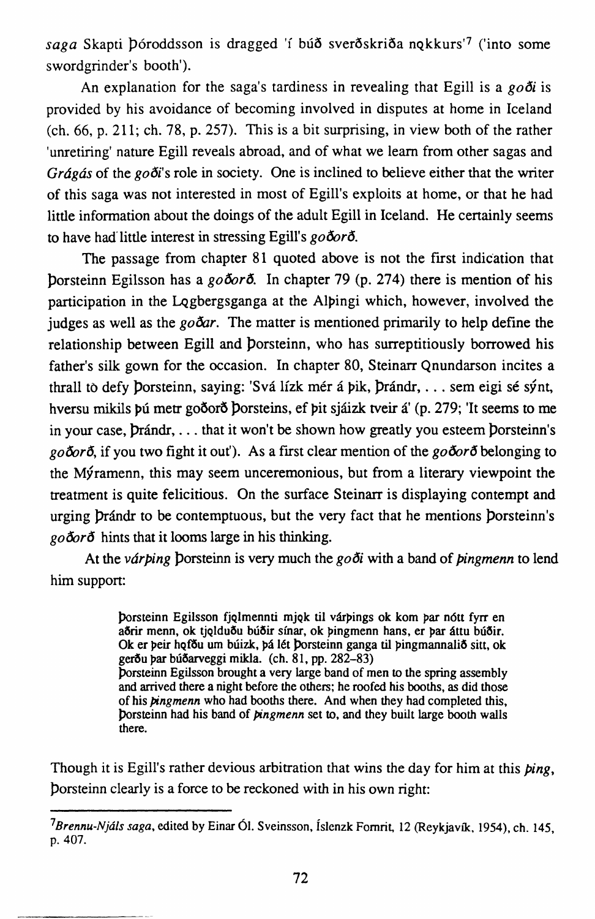*saga* Skapti Þóroddsson is dragged 'í búð sverðskriða nǫkkurs'[7] ('into some swordgrinder's booth').

An explanation for the saga's tardiness in revealing that Egill is a *goði* is provided by his avoidance of becoming involved in disputes at home in Iceland (ch. 66, p. 211; ch. 78, p. 257). This is a bit surprising, in view both of the rather 'unretiring' nature Egill reveals abroad, and of what we learn from other sagas and *Grágás* of the *goði*'s role in society. One is inclined to believe either that the writer of this saga was not interested in most of Egill's exploits at home, or that he had little information about the doings of the adult Egill in Iceland. He certainly seems to have had little interest in stressing Egill's *goðorð*.

The passage from chapter 81 quoted above is not the first indication that Þorsteinn Egilsson has a *goðorð*. In chapter 79 (p. 274) there is mention of his participation in the Lǫgbergsganga at the Alþingi which, however, involved the judges as well as the *goðar*. The matter is mentioned primarily to help define the relationship between Egill and Þorsteinn, who has surreptitiously borrowed his father's silk gown for the occasion. In chapter 80, Steinarr Ǫnundarson incites a thrall to defy Þorsteinn, saying: 'Svá lízk mér á þik, Þrándr, . . . sem eigi sé sýnt, hversu mikils þú metr goðorð Þorsteins, ef þit sjáizk tveir á' (p. 279; 'It seems to me in your case, Þrándr, . . . that it won't be shown how greatly you esteem Þorsteinn's *goðorð*, if you two fight it out'). As a first clear mention of the *goðorð* belonging to the Mýramenn, this may seem unceremonious, but from a literary viewpoint the treatment is quite felicitious. On the surface Steinarr is displaying contempt and urging Þrándr to be contemptuous, but the very fact that he mentions Þorsteinn's *goðorð* hints that it looms large in his thinking.

At the *várþing* Þorsteinn is very much the *goði* with a band of *þingmenn* to lend him support:

> Þorsteinn Egilsson fjǫlmennti mjǫk til várþings ok kom þar nótt fyrr en aðrir menn, ok tjǫlduðu búðir sínar, ok þingmenn hans, er þar áttu búðir. Ok er þeir hǫfðu um búizk, þá lét Þorsteinn ganga til þingmannalið sitt, ok gerðu þar búðarveggi mikla. (ch. 81, pp. 282–83)
> Þorsteinn Egilsson brought a very large band of men to the spring assembly and arrived there a night before the others; he roofed his booths, as did those of his *þingmenn* who had booths there. And when they had completed this, Þorsteinn had his band of *þingmenn* set to, and they built large booth walls there.

Though it is Egill's rather devious arbitration that wins the day for him at this *þing*, Þorsteinn clearly is a force to be reckoned with in his own right:

---

[7] *Brennu-Njáls saga*, edited by Einar Ól. Sveinsson, Íslenzk Fornrit, 12 (Reykjavík, 1954), ch. 145, p. 407.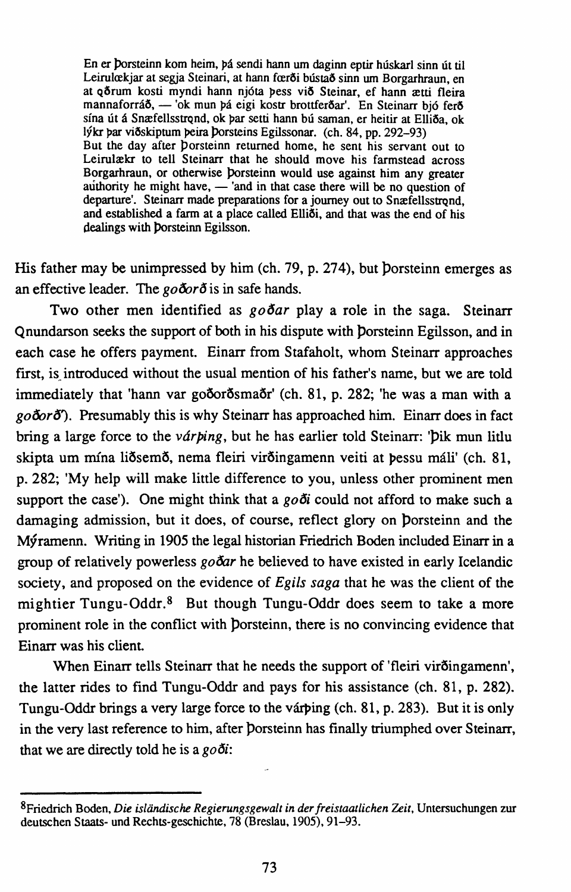> En er Þorsteinn kom heim, þá sendi hann um daginn eptir húskarl sinn út til Leirulœkjar at segja Steinari, at hann fœrði bústað sinn um Borgarhraun, en at ǫðrum kosti myndi hann njóta þess við Steinar, ef hann ætti fleira mannaforráð, — 'ok mun þá eigi kostr brottferðar'. En Steinarr bjó ferð sína út á Snæfellsstrǫnd, ok þar setti hann bú saman, er heitir at Elliða, ok lýkr þar viðskiptum þeira Þorsteins Egilssonar. (ch. 84, pp. 292–93)
> But the day after Þorsteinn returned home, he sent his servant out to Leirulækr to tell Steinarr that he should move his farmstead across Borgarhraun, or otherwise Þorsteinn would use against him any greater authority he might have, — 'and in that case there will be no question of departure'. Steinarr made preparations for a journey out to Snæfellsstrǫnd, and established a farm at a place called Elliði, and that was the end of his dealings with Þorsteinn Egilsson.

His father may be unimpressed by him (ch. 79, p. 274), but Þorsteinn emerges as an effective leader. The *goðorð* is in safe hands.

Two other men identified as *goðar* play a role in the saga. Steinarr Ǫnundarson seeks the support of both in his dispute with Þorsteinn Egilsson, and in each case he offers payment. Einarr from Stafaholt, whom Steinarr approaches first, is introduced without the usual mention of his father's name, but we are told immediately that 'hann var goðorðsmaðr' (ch. 81, p. 282; 'he was a man with a *goðorð*'). Presumably this is why Steinarr has approached him. Einarr does in fact bring a large force to the *várþing*, but he has earlier told Steinarr: 'Þik mun litlu skipta um mína liðsemð, nema fleiri virðingamenn veiti at þessu máli' (ch. 81, p. 282; 'My help will make little difference to you, unless other prominent men support the case'). One might think that a *goði* could not afford to make such a damaging admission, but it does, of course, reflect glory on Þorsteinn and the Mýramenn. Writing in 1905 the legal historian Friedrich Boden included Einarr in a group of relatively powerless *goðar* he believed to have existed in early Icelandic society, and proposed on the evidence of *Egils saga* that he was the client of the mightier Tungu-Oddr.[8] But though Tungu-Oddr does seem to take a more prominent role in the conflict with Þorsteinn, there is no convincing evidence that Einarr was his client.

When Einarr tells Steinarr that he needs the support of 'fleiri virðingamenn', the latter rides to find Tungu-Oddr and pays for his assistance (ch. 81, p. 282). Tungu-Oddr brings a very large force to the várþing (ch. 81, p. 283). But it is only in the very last reference to him, after Þorsteinn has finally triumphed over Steinarr, that we are directly told he is a *goði*:

---

[8] Friedrich Boden, *Die isländische Regierungsgewalt in der freistaatlichen Zeit*, Untersuchungen zur deutschen Staats- und Rechts-geschichte, 78 (Breslau, 1905), 91–93.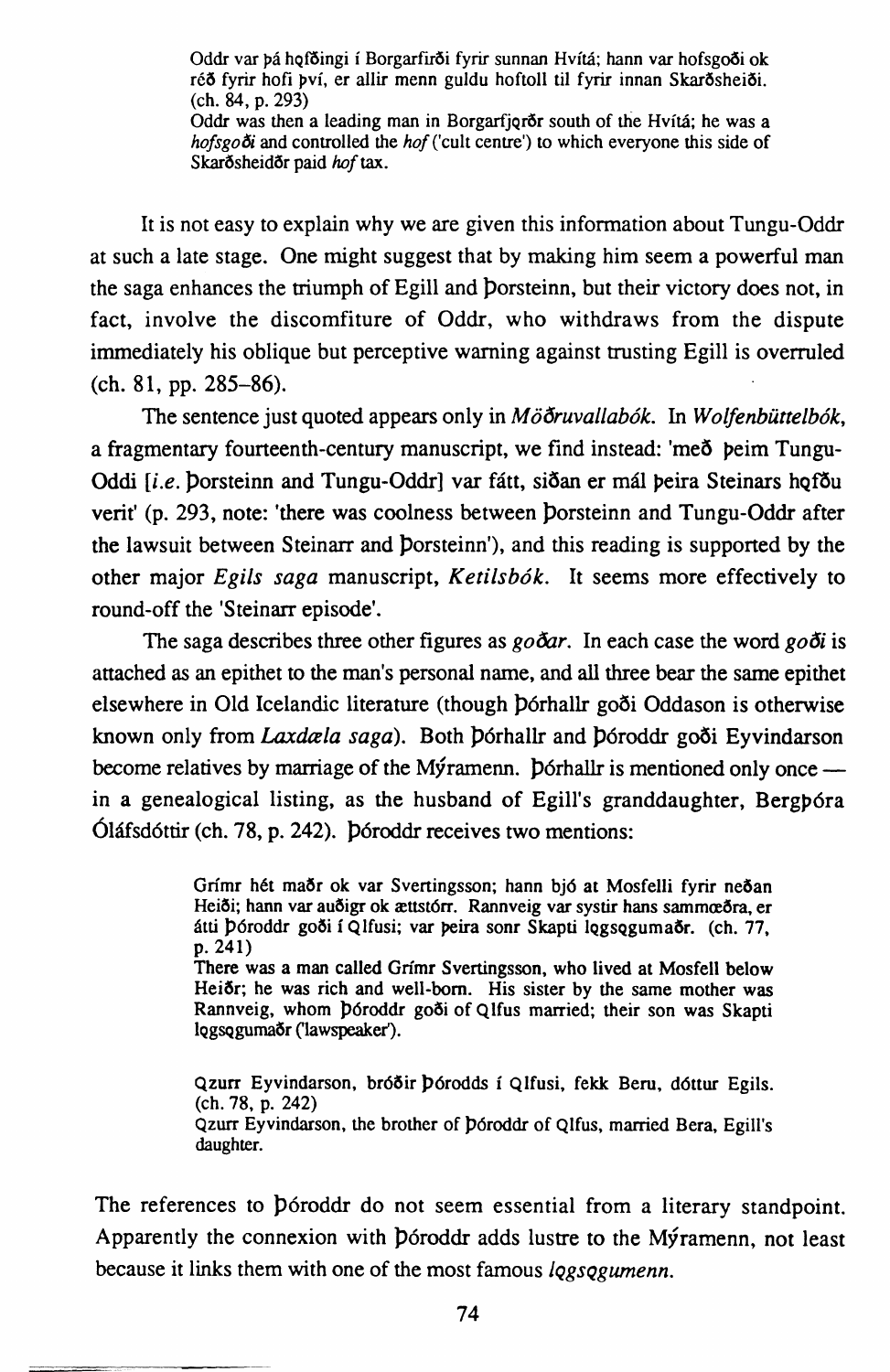> Oddr var þá hǫfðingi í Borgarfirði fyrir sunnan Hvítá; hann var hofsgoði ok réð fyrir hofi því, er allir menn guldu hoftoll til fyrir innan Skarðsheiði. (ch. 84, p. 293)
> Oddr was then a leading man in Borgarfjǫrðr south of the Hvítá; he was a *hofsgoði* and controlled the *hof* ('cult centre') to which everyone this side of Skarðsheidðr paid *hof* tax.

It is not easy to explain why we are given this information about Tungu-Oddr at such a late stage. One might suggest that by making him seem a powerful man the saga enhances the triumph of Egill and Þorsteinn, but their victory does not, in fact, involve the discomfiture of Oddr, who withdraws from the dispute immediately his oblique but perceptive warning against trusting Egill is overruled (ch. 81, pp. 285–86).

The sentence just quoted appears only in *Möðruvallabók*. In *Wolfenbüttelbók*, a fragmentary fourteenth-century manuscript, we find instead: 'með þeim Tungu-Oddi [*i.e.* Þorsteinn and Tungu-Oddr] var fátt, síðan er mál þeira Steinars hǫfðu verit' (p. 293, note: 'there was coolness between Þorsteinn and Tungu-Oddr after the lawsuit between Steinarr and Þorsteinn'), and this reading is supported by the other major *Egils saga* manuscript, *Ketilsbók*. It seems more effectively to round-off the 'Steinarr episode'.

The saga describes three other figures as *goðar*. In each case the word *goði* is attached as an epithet to the man's personal name, and all three bear the same epithet elsewhere in Old Icelandic literature (though Þórhallr goði Oddason is otherwise known only from *Laxdæla saga*). Both Þórhallr and Þóroddr goði Eyvindarson become relatives by marriage of the Mýramenn. Þórhallr is mentioned only once — in a genealogical listing, as the husband of Egill's granddaughter, Bergþóra Óláfsdóttir (ch. 78, p. 242). Þóroddr receives two mentions:

> Grímr hét maðr ok var Svertingsson; hann bjó at Mosfelli fyrir neðan Heiði; hann var auðigr ok ættstórr. Rannveig var systir hans sammœðra, er átti Þóroddr goði í Ǫlfusi; var þeira sonr Skapti lǫgsǫgumaðr. (ch. 77, p. 241)
> There was a man called Grímr Svertingsson, who lived at Mosfell below Heiðr; he was rich and well-born. His sister by the same mother was Rannveig, whom Þóroddr goði of Ǫlfus married; their son was Skapti lǫgsǫgumaðr ('lawspeaker').

> Ǫzurr Eyvindarson, bróðir Þórodds í Ǫlfusi, fekk Beru, dóttur Egils. (ch. 78, p. 242)
> Ǫzurr Eyvindarson, the brother of Þóroddr of Ǫlfus, married Bera, Egill's daughter.

The references to Þóroddr do not seem essential from a literary standpoint. Apparently the connexion with Þóroddr adds lustre to the Mýramenn, not least because it links them with one of the most famous *lǫgsǫgumenn*.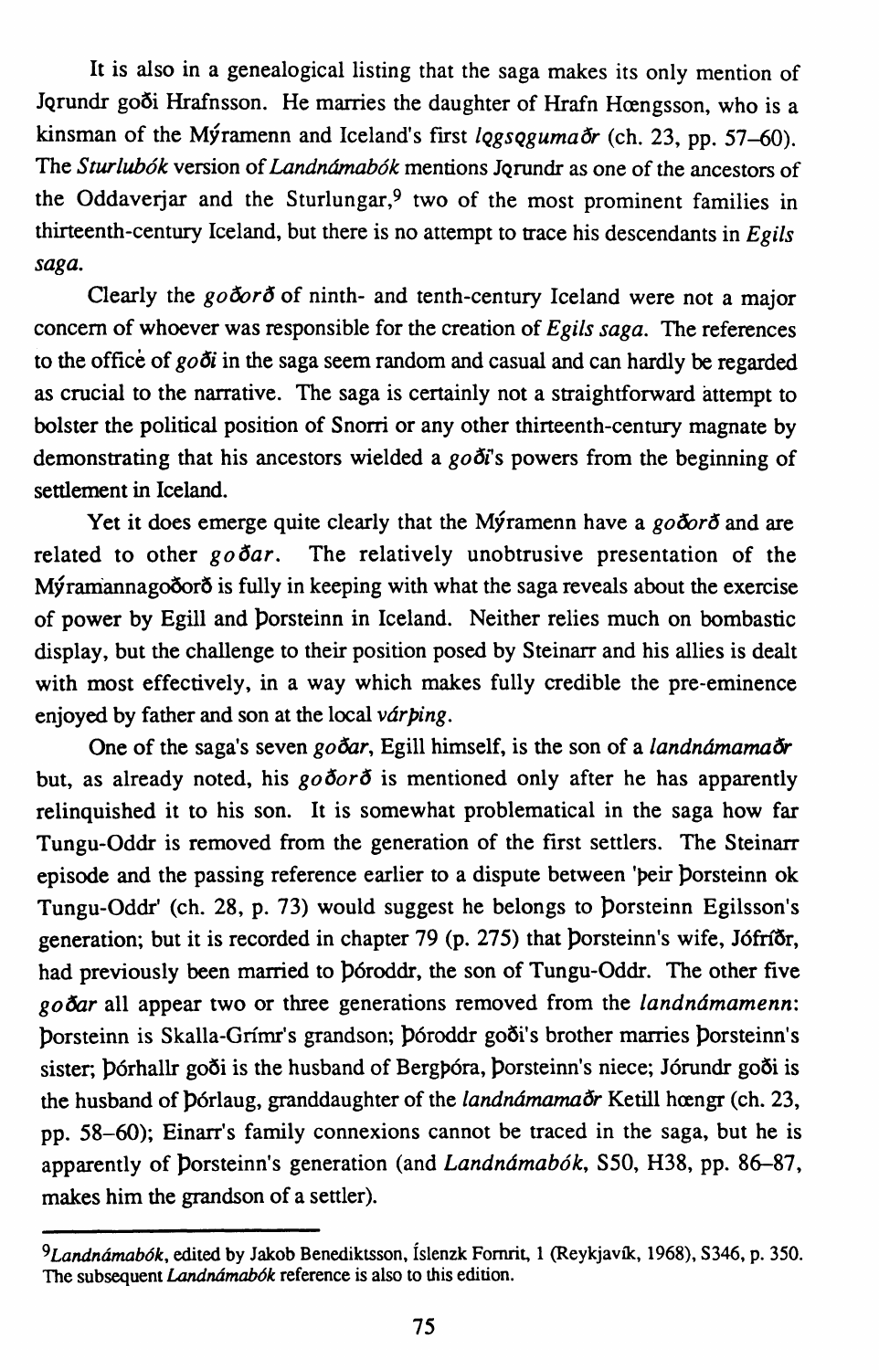It is also in a genealogical listing that the saga makes its only mention of Jǫrundr goði Hrafnsson. He marries the daughter of Hrafn Hœngsson, who is a kinsman of the Mýramenn and Iceland's first *lǫgsǫgumaðr* (ch. 23, pp. 57–60). The *Sturlubók* version of *Landnámabók* mentions Jǫrundr as one of the ancestors of the Oddaverjar and the Sturlungar,[9] two of the most prominent families in thirteenth-century Iceland, but there is no attempt to trace his descendants in *Egils saga*.

Clearly the *goðorð* of ninth- and tenth-century Iceland were not a major concern of whoever was responsible for the creation of *Egils saga*. The references to the office of *goði* in the saga seem random and casual and can hardly be regarded as crucial to the narrative. The saga is certainly not a straightforward attempt to bolster the political position of Snorri or any other thirteenth-century magnate by demonstrating that his ancestors wielded a *goði*'s powers from the beginning of settlement in Iceland.

Yet it does emerge quite clearly that the Mýramenn have a *goðorð* and are related to other *goðar*. The relatively unobtrusive presentation of the Mýramannagoðorð is fully in keeping with what the saga reveals about the exercise of power by Egill and Þorsteinn in Iceland. Neither relies much on bombastic display, but the challenge to their position posed by Steinarr and his allies is dealt with most effectively, in a way which makes fully credible the pre-eminence enjoyed by father and son at the local *várþing*.

One of the saga's seven *goðar*, Egill himself, is the son of a *landnámamaðr* but, as already noted, his *goðorð* is mentioned only after he has apparently relinquished it to his son. It is somewhat problematical in the saga how far Tungu-Oddr is removed from the generation of the first settlers. The Steinarr episode and the passing reference earlier to a dispute between 'þeir Þorsteinn ok Tungu-Oddr' (ch. 28, p. 73) would suggest he belongs to Þorsteinn Egilsson's generation; but it is recorded in chapter 79 (p. 275) that Þorsteinn's wife, Jófríðr, had previously been married to Þóroddr, the son of Tungu-Oddr. The other five *goðar* all appear two or three generations removed from the *landnámamenn*: Þorsteinn is Skalla-Grímr's grandson; Þóroddr goði's brother marries Þorsteinn's sister; Þórhallr goði is the husband of Bergþóra, Þorsteinn's niece; Jórundr goði is the husband of Þórlaug, granddaughter of the *landnámamaðr* Ketill hœngr (ch. 23, pp. 58–60); Einarr's family connexions cannot be traced in the saga, but he is apparently of Þorsteinn's generation (and *Landnámabók*, S50, H38, pp. 86–87, makes him the grandson of a settler).

---

[9] *Landnámabók*, edited by Jakob Benediktsson, Íslenzk Fornrit, 1 (Reykjavík, 1968), S346, p. 350. The subsequent *Landnámabók* reference is also to this edition.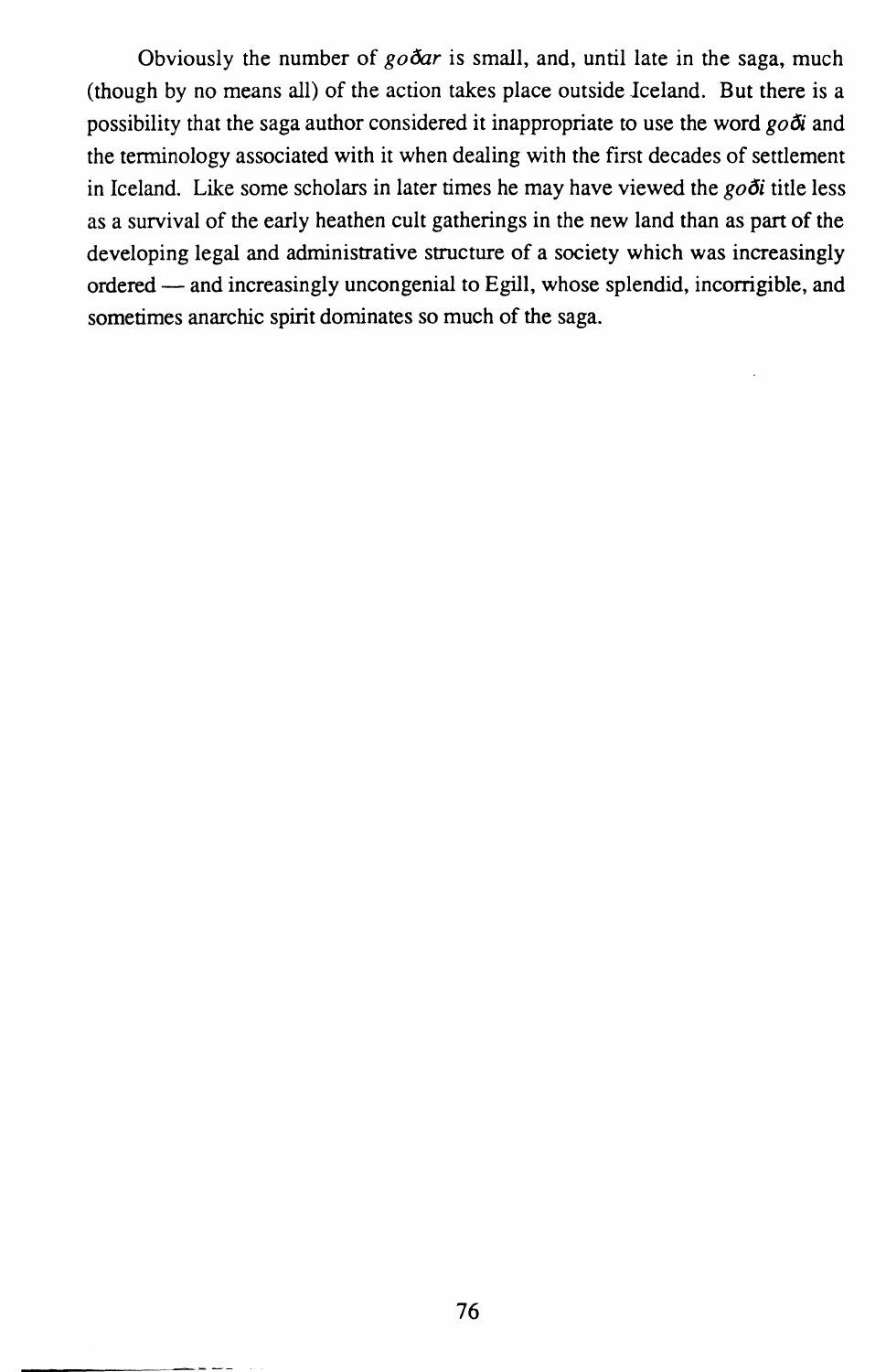Obviously the number of *goðar* is small, and, until late in the saga, much (though by no means all) of the action takes place outside Iceland. But there is a possibility that the saga author considered it inappropriate to use the word *goði* and the terminology associated with it when dealing with the first decades of settlement in Iceland. Like some scholars in later times he may have viewed the *goði* title less as a survival of the early heathen cult gatherings in the new land than as part of the developing legal and administrative structure of a society which was increasingly ordered — and increasingly uncongenial to Egill, whose splendid, incorrigible, and sometimes anarchic spirit dominates so much of the saga.